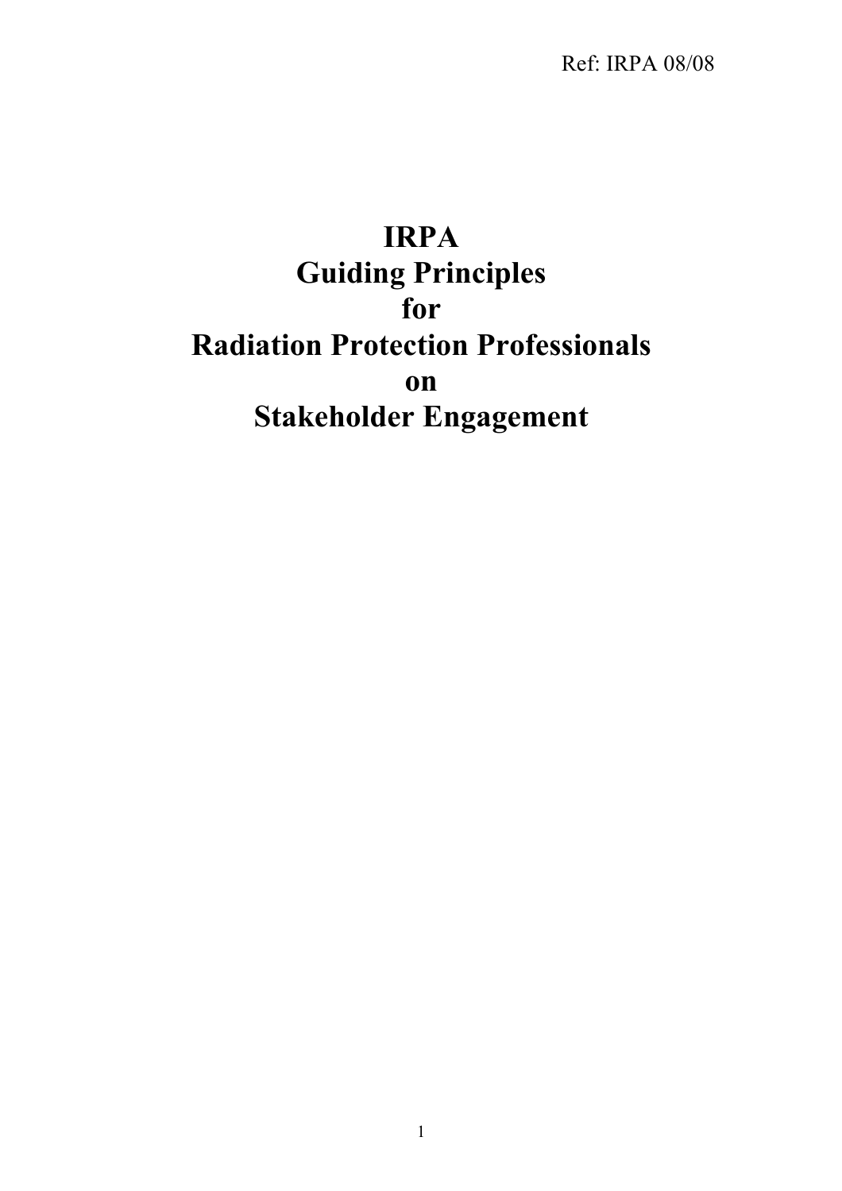Ref: IRPA 08/08

# IRPA Guiding Principles for Radiation Protection Professionals on Stakeholder Engagement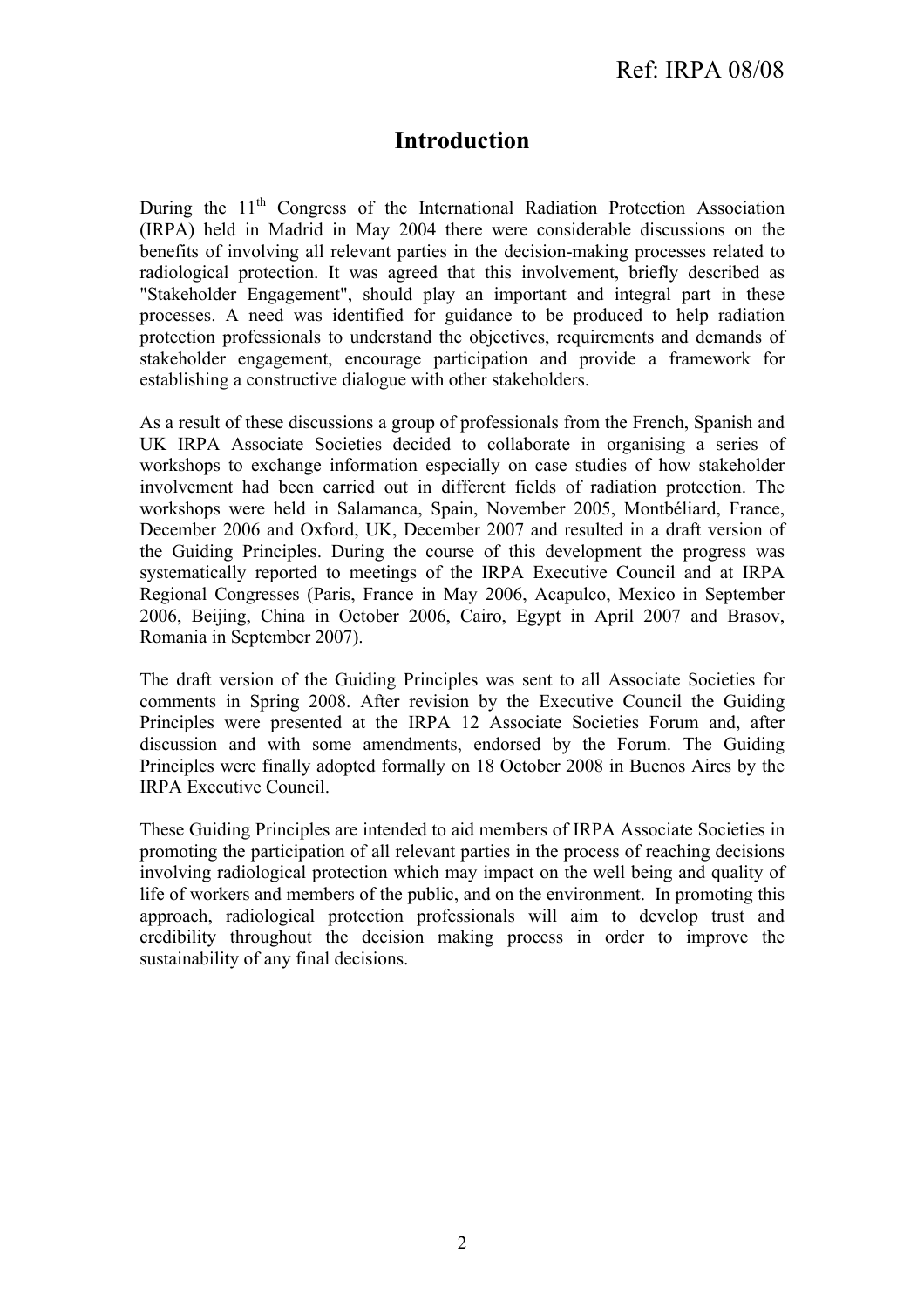# Introduction

During the 11th Congress of the International Radiation Protection Association (IRPA) held in Madrid in May 2004 there were considerable discussions on the benefits of involving all relevant parties in the decision-making processes related to radiological protection. It was agreed that this involvement, briefly described as "Stakeholder Engagement", should play an important and integral part in these processes. A need was identified for guidance to be produced to help radiation protection professionals to understand the objectives, requirements and demands of stakeholder engagement, encourage participation and provide a framework for establishing a constructive dialogue with other stakeholders.

As a result of these discussions a group of professionals from the French, Spanish and UK IRPA Associate Societies decided to collaborate in organising a series of workshops to exchange information especially on case studies of how stakeholder involvement had been carried out in different fields of radiation protection. The workshops were held in Salamanca, Spain, November 2005, Montbéliard, France, December 2006 and Oxford, UK, December 2007 and resulted in a draft version of the Guiding Principles. During the course of this development the progress was systematically reported to meetings of the IRPA Executive Council and at IRPA Regional Congresses (Paris, France in May 2006, Acapulco, Mexico in September 2006, Beijing, China in October 2006, Cairo, Egypt in April 2007 and Brasov, Romania in September 2007).

The draft version of the Guiding Principles was sent to all Associate Societies for comments in Spring 2008. After revision by the Executive Council the Guiding Principles were presented at the IRPA 12 Associate Societies Forum and, after discussion and with some amendments, endorsed by the Forum. The Guiding Principles were finally adopted formally on 18 October 2008 in Buenos Aires by the IRPA Executive Council.

These Guiding Principles are intended to aid members of IRPA Associate Societies in promoting the participation of all relevant parties in the process of reaching decisions involving radiological protection which may impact on the well being and quality of life of workers and members of the public, and on the environment. In promoting this approach, radiological protection professionals will aim to develop trust and credibility throughout the decision making process in order to improve the sustainability of any final decisions.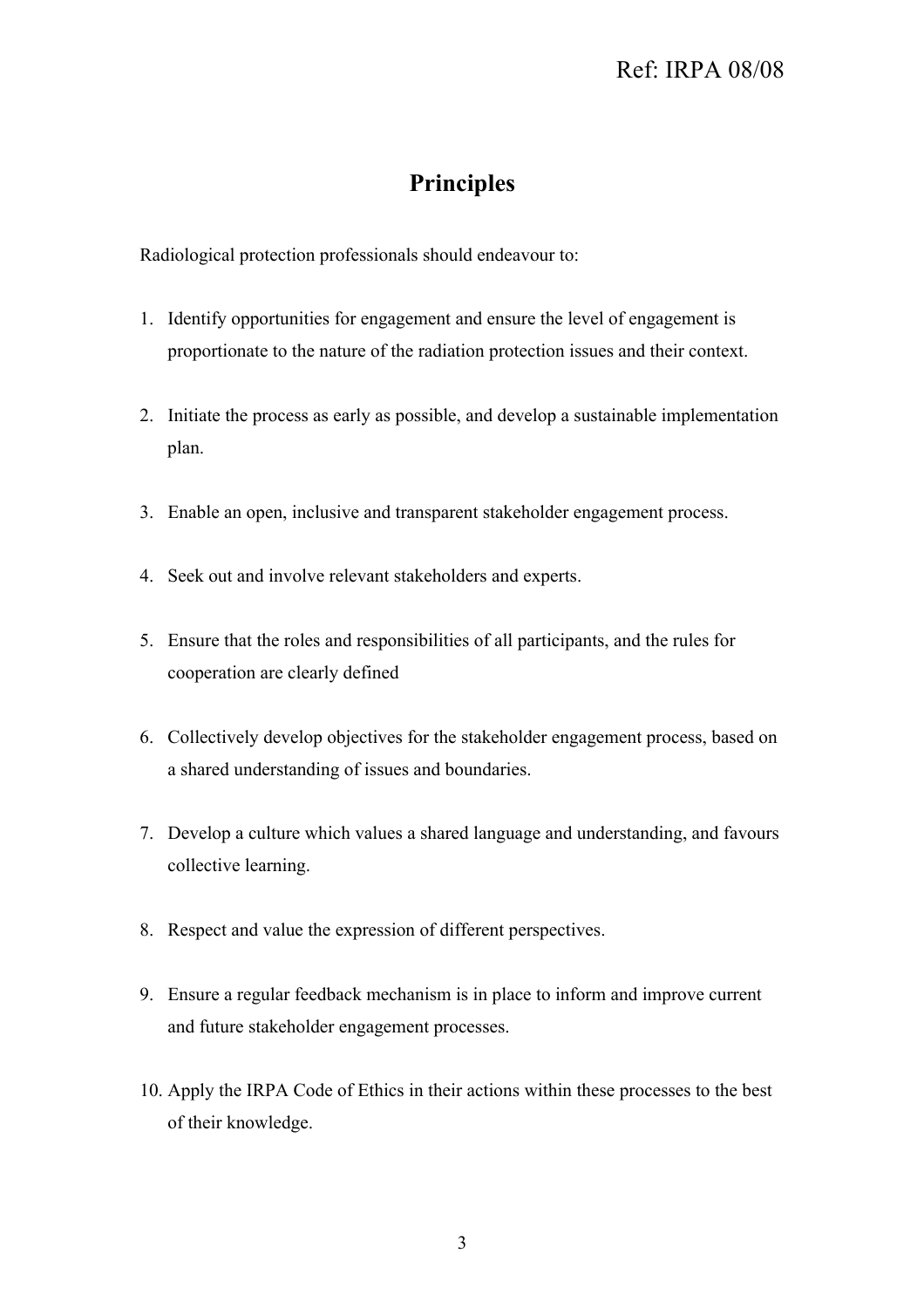## Principles

Radiological protection professionals should endeavour to:

1. Identify opportunities for engagement and ensure the level of engagement is proportionate to the nature of the radiation protection issues and their context.

2. Initiate the process as early as possible, and develop a sustainable implementation plan.

3. Enable an open, inclusive and transparent stakeholder engagement process.

4. Seek out and involve relevant stakeholders and experts.

5. Ensure that the roles and responsibilities of all participants, and the rules for cooperation are clearly defined

6. Collectively develop objectives for the stakeholder engagement process, based on a shared understanding of issues and boundaries.

7. Develop a culture which values a shared language and understanding, and favours collective learning.

8. Respect and value the expression of different perspectives.

9. Ensure a regular feedback mechanism is in place to inform and improve current and future stakeholder engagement processes.

10. Apply the IRPA Code of Ethics in their actions within these processes to the best of their knowledge.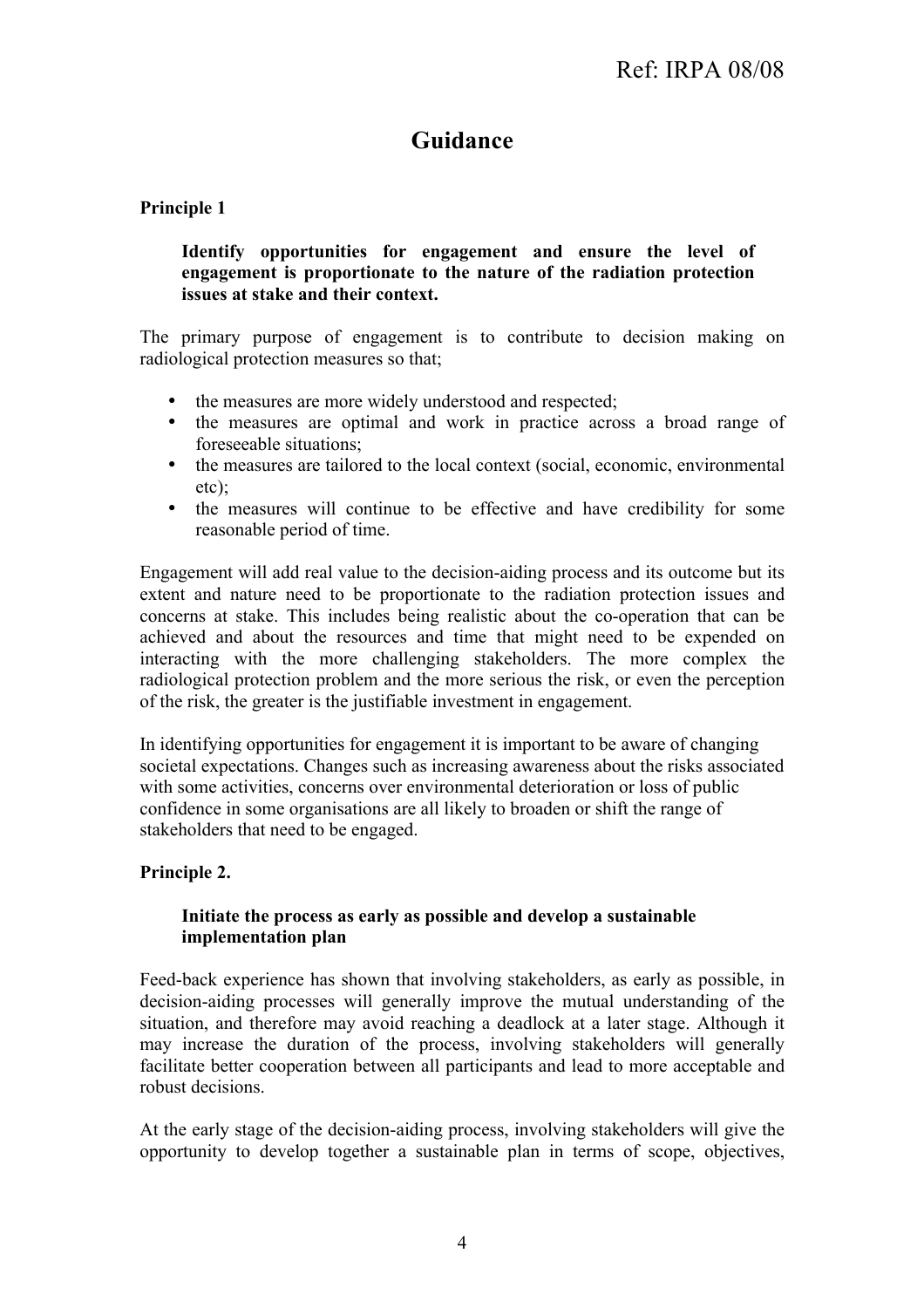# Guidance

**Principle 1**

> **Identify opportunities for engagement and ensure the level of engagement is proportionate to the nature of the radiation protection issues at stake and their context.**

The primary purpose of engagement is to contribute to decision making on radiological protection measures so that;

- the measures are more widely understood and respected;
- the measures are optimal and work in practice across a broad range of foreseeable situations;
- the measures are tailored to the local context (social, economic, environmental etc);
- the measures will continue to be effective and have credibility for some reasonable period of time.

Engagement will add real value to the decision-aiding process and its outcome but its extent and nature need to be proportionate to the radiation protection issues and concerns at stake. This includes being realistic about the co-operation that can be achieved and about the resources and time that might need to be expended on interacting with the more challenging stakeholders. The more complex the radiological protection problem and the more serious the risk, or even the perception of the risk, the greater is the justifiable investment in engagement.

In identifying opportunities for engagement it is important to be aware of changing societal expectations. Changes such as increasing awareness about the risks associated with some activities, concerns over environmental deterioration or loss of public confidence in some organisations are all likely to broaden or shift the range of stakeholders that need to be engaged.

**Principle 2.**

> **Initiate the process as early as possible and develop a sustainable implementation plan**

Feed-back experience has shown that involving stakeholders, as early as possible, in decision-aiding processes will generally improve the mutual understanding of the situation, and therefore may avoid reaching a deadlock at a later stage. Although it may increase the duration of the process, involving stakeholders will generally facilitate better cooperation between all participants and lead to more acceptable and robust decisions.

At the early stage of the decision-aiding process, involving stakeholders will give the opportunity to develop together a sustainable plan in terms of scope, objectives,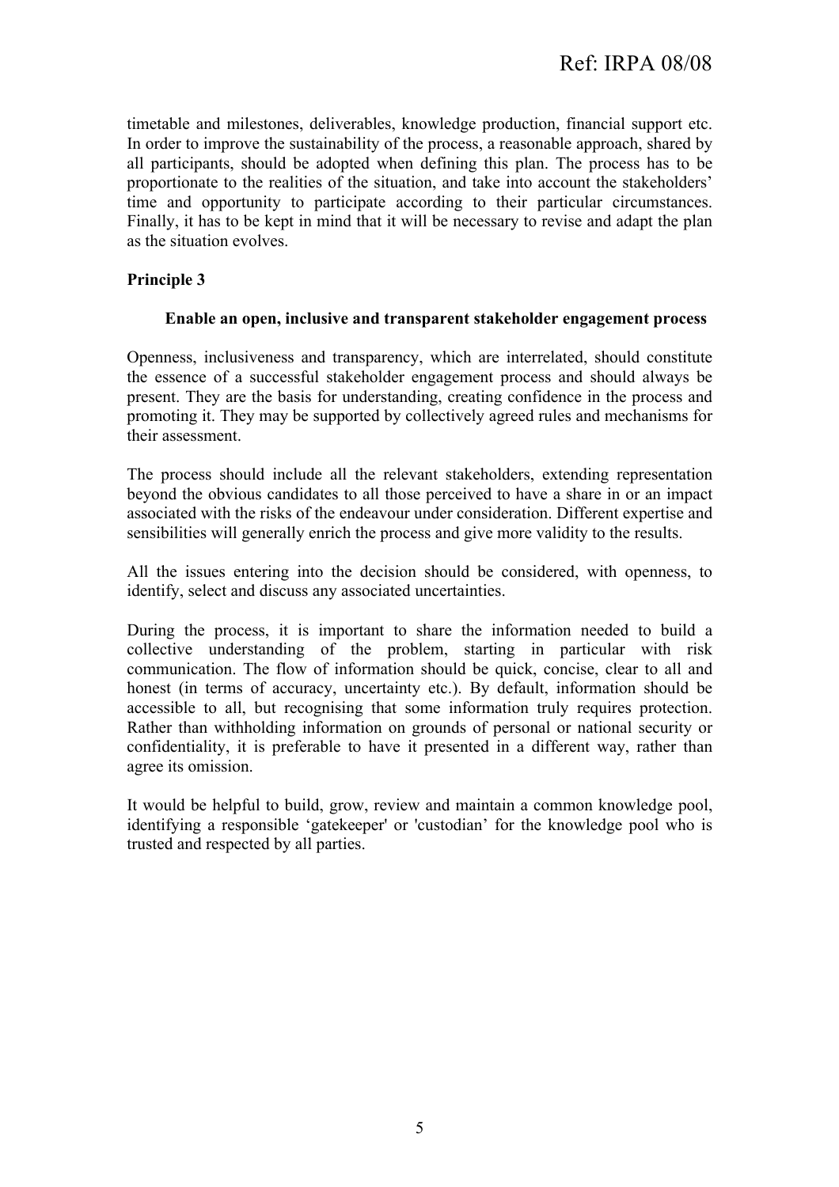timetable and milestones, deliverables, knowledge production, financial support etc. In order to improve the sustainability of the process, a reasonable approach, shared by all participants, should be adopted when defining this plan. The process has to be proportionate to the realities of the situation, and take into account the stakeholders' time and opportunity to participate according to their particular circumstances. Finally, it has to be kept in mind that it will be necessary to revise and adapt the plan as the situation evolves.

**Principle 3**

**Enable an open, inclusive and transparent stakeholder engagement process**

Openness, inclusiveness and transparency, which are interrelated, should constitute the essence of a successful stakeholder engagement process and should always be present. They are the basis for understanding, creating confidence in the process and promoting it. They may be supported by collectively agreed rules and mechanisms for their assessment.

The process should include all the relevant stakeholders, extending representation beyond the obvious candidates to all those perceived to have a share in or an impact associated with the risks of the endeavour under consideration. Different expertise and sensibilities will generally enrich the process and give more validity to the results.

All the issues entering into the decision should be considered, with openness, to identify, select and discuss any associated uncertainties.

During the process, it is important to share the information needed to build a collective understanding of the problem, starting in particular with risk communication. The flow of information should be quick, concise, clear to all and honest (in terms of accuracy, uncertainty etc.). By default, information should be accessible to all, but recognising that some information truly requires protection. Rather than withholding information on grounds of personal or national security or confidentiality, it is preferable to have it presented in a different way, rather than agree its omission.

It would be helpful to build, grow, review and maintain a common knowledge pool, identifying a responsible 'gatekeeper' or 'custodian' for the knowledge pool who is trusted and respected by all parties.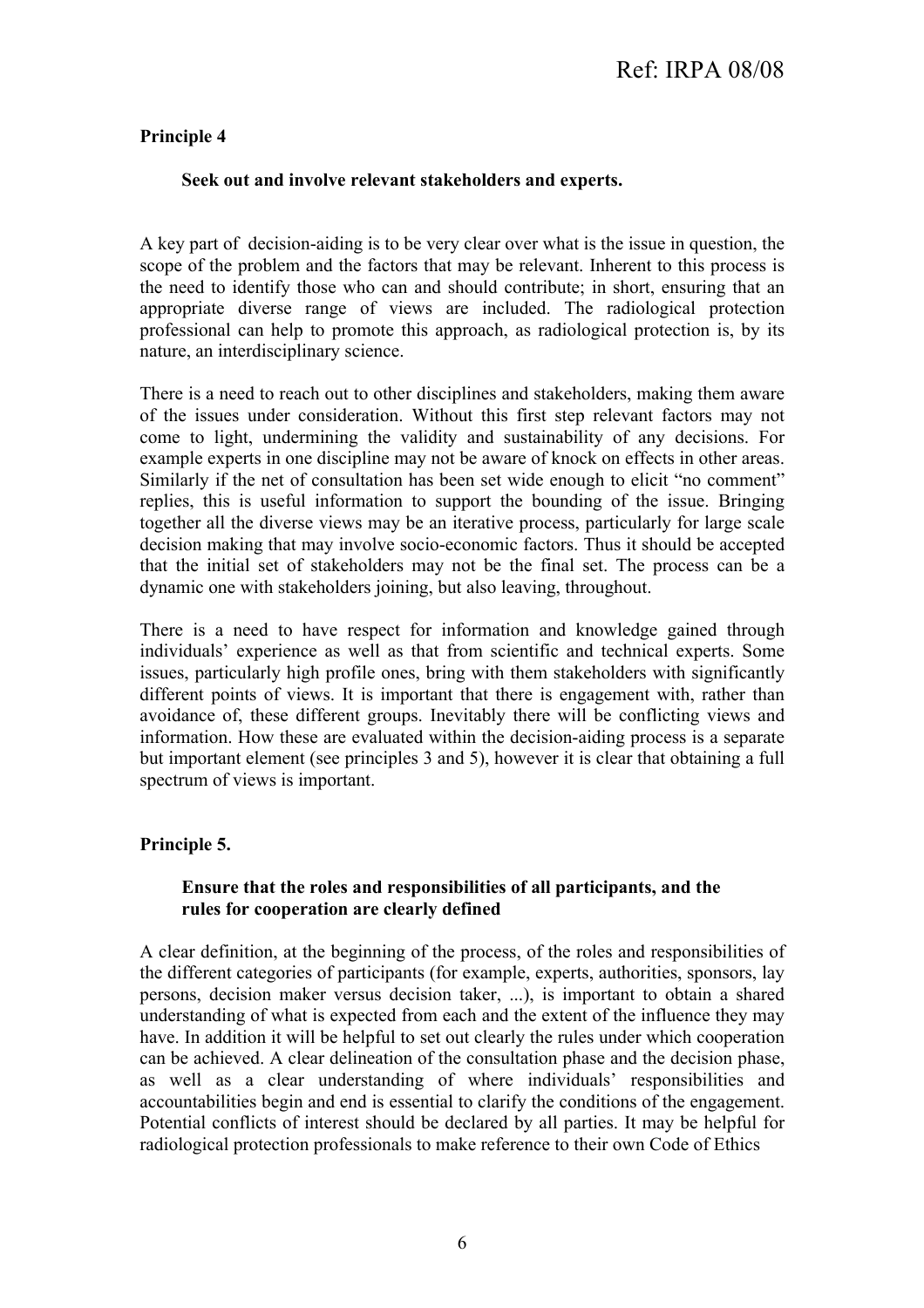**Principle 4**

**Seek out and involve relevant stakeholders and experts.**

A key part of decision-aiding is to be very clear over what is the issue in question, the scope of the problem and the factors that may be relevant. Inherent to this process is the need to identify those who can and should contribute; in short, ensuring that an appropriate diverse range of views are included. The radiological protection professional can help to promote this approach, as radiological protection is, by its nature, an interdisciplinary science.

There is a need to reach out to other disciplines and stakeholders, making them aware of the issues under consideration. Without this first step relevant factors may not come to light, undermining the validity and sustainability of any decisions. For example experts in one discipline may not be aware of knock on effects in other areas. Similarly if the net of consultation has been set wide enough to elicit "no comment" replies, this is useful information to support the bounding of the issue. Bringing together all the diverse views may be an iterative process, particularly for large scale decision making that may involve socio-economic factors. Thus it should be accepted that the initial set of stakeholders may not be the final set. The process can be a dynamic one with stakeholders joining, but also leaving, throughout.

There is a need to have respect for information and knowledge gained through individuals' experience as well as that from scientific and technical experts. Some issues, particularly high profile ones, bring with them stakeholders with significantly different points of views. It is important that there is engagement with, rather than avoidance of, these different groups. Inevitably there will be conflicting views and information. How these are evaluated within the decision-aiding process is a separate but important element (see principles 3 and 5), however it is clear that obtaining a full spectrum of views is important.

**Principle 5.**

**Ensure that the roles and responsibilities of all participants, and the rules for cooperation are clearly defined**

A clear definition, at the beginning of the process, of the roles and responsibilities of the different categories of participants (for example, experts, authorities, sponsors, lay persons, decision maker versus decision taker, ...), is important to obtain a shared understanding of what is expected from each and the extent of the influence they may have. In addition it will be helpful to set out clearly the rules under which cooperation can be achieved. A clear delineation of the consultation phase and the decision phase, as well as a clear understanding of where individuals' responsibilities and accountabilities begin and end is essential to clarify the conditions of the engagement. Potential conflicts of interest should be declared by all parties. It may be helpful for radiological protection professionals to make reference to their own Code of Ethics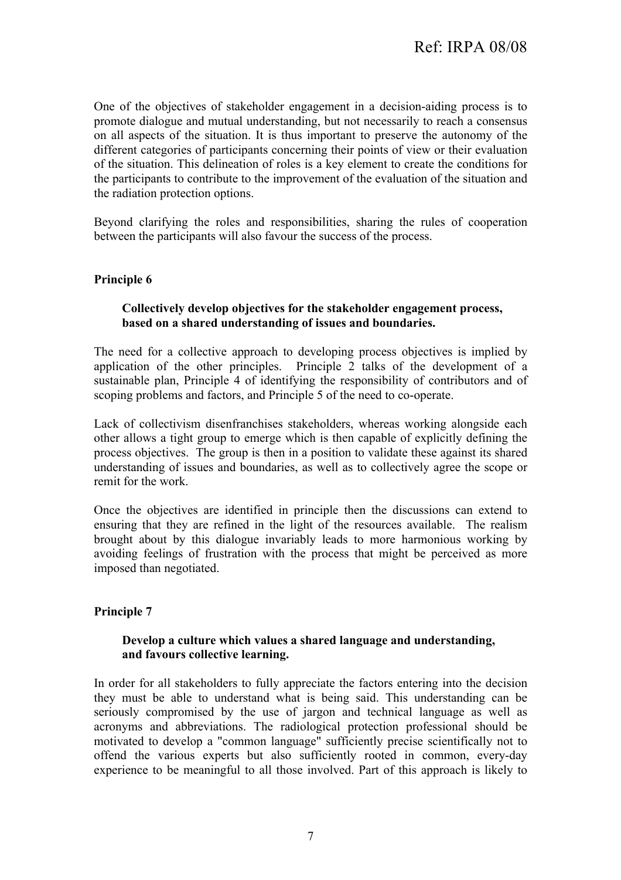One of the objectives of stakeholder engagement in a decision-aiding process is to promote dialogue and mutual understanding, but not necessarily to reach a consensus on all aspects of the situation. It is thus important to preserve the autonomy of the different categories of participants concerning their points of view or their evaluation of the situation. This delineation of roles is a key element to create the conditions for the participants to contribute to the improvement of the evaluation of the situation and the radiation protection options.

Beyond clarifying the roles and responsibilities, sharing the rules of cooperation between the participants will also favour the success of the process.

**Principle 6**

> **Collectively develop objectives for the stakeholder engagement process, based on a shared understanding of issues and boundaries.**

The need for a collective approach to developing process objectives is implied by application of the other principles. Principle 2 talks of the development of a sustainable plan, Principle 4 of identifying the responsibility of contributors and of scoping problems and factors, and Principle 5 of the need to co-operate.

Lack of collectivism disenfranchises stakeholders, whereas working alongside each other allows a tight group to emerge which is then capable of explicitly defining the process objectives. The group is then in a position to validate these against its shared understanding of issues and boundaries, as well as to collectively agree the scope or remit for the work.

Once the objectives are identified in principle then the discussions can extend to ensuring that they are refined in the light of the resources available. The realism brought about by this dialogue invariably leads to more harmonious working by avoiding feelings of frustration with the process that might be perceived as more imposed than negotiated.

**Principle 7**

> **Develop a culture which values a shared language and understanding, and favours collective learning.**

In order for all stakeholders to fully appreciate the factors entering into the decision they must be able to understand what is being said. This understanding can be seriously compromised by the use of jargon and technical language as well as acronyms and abbreviations. The radiological protection professional should be motivated to develop a "common language" sufficiently precise scientifically not to offend the various experts but also sufficiently rooted in common, every-day experience to be meaningful to all those involved. Part of this approach is likely to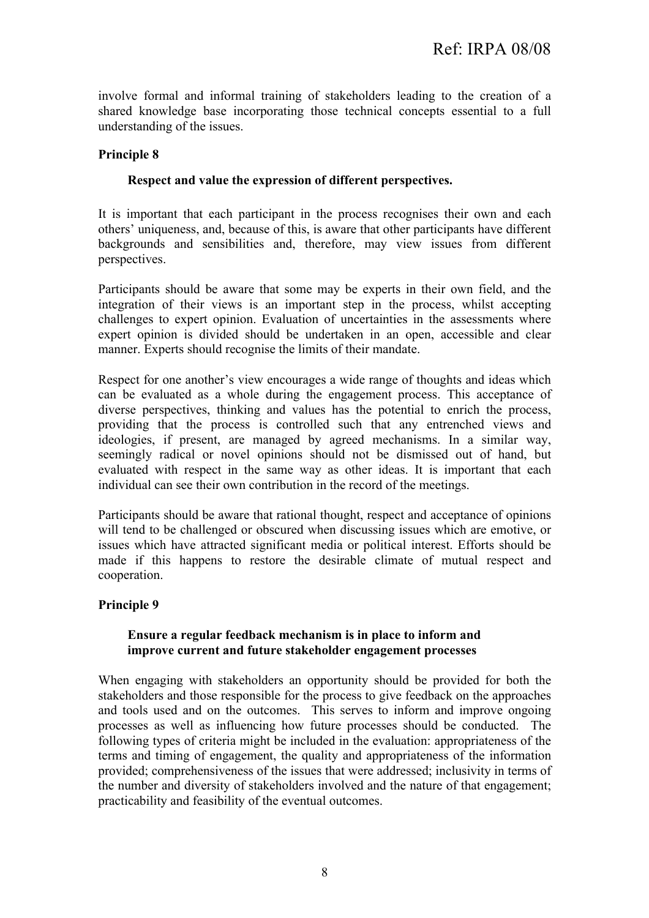involve formal and informal training of stakeholders leading to the creation of a shared knowledge base incorporating those technical concepts essential to a full understanding of the issues.

**Principle 8**

**Respect and value the expression of different perspectives.**

It is important that each participant in the process recognises their own and each others' uniqueness, and, because of this, is aware that other participants have different backgrounds and sensibilities and, therefore, may view issues from different perspectives.

Participants should be aware that some may be experts in their own field, and the integration of their views is an important step in the process, whilst accepting challenges to expert opinion. Evaluation of uncertainties in the assessments where expert opinion is divided should be undertaken in an open, accessible and clear manner. Experts should recognise the limits of their mandate.

Respect for one another's view encourages a wide range of thoughts and ideas which can be evaluated as a whole during the engagement process. This acceptance of diverse perspectives, thinking and values has the potential to enrich the process, providing that the process is controlled such that any entrenched views and ideologies, if present, are managed by agreed mechanisms. In a similar way, seemingly radical or novel opinions should not be dismissed out of hand, but evaluated with respect in the same way as other ideas. It is important that each individual can see their own contribution in the record of the meetings.

Participants should be aware that rational thought, respect and acceptance of opinions will tend to be challenged or obscured when discussing issues which are emotive, or issues which have attracted significant media or political interest. Efforts should be made if this happens to restore the desirable climate of mutual respect and cooperation.

**Principle 9**

**Ensure a regular feedback mechanism is in place to inform and improve current and future stakeholder engagement processes**

When engaging with stakeholders an opportunity should be provided for both the stakeholders and those responsible for the process to give feedback on the approaches and tools used and on the outcomes. This serves to inform and improve ongoing processes as well as influencing how future processes should be conducted. The following types of criteria might be included in the evaluation: appropriateness of the terms and timing of engagement, the quality and appropriateness of the information provided; comprehensiveness of the issues that were addressed; inclusivity in terms of the number and diversity of stakeholders involved and the nature of that engagement; practicability and feasibility of the eventual outcomes.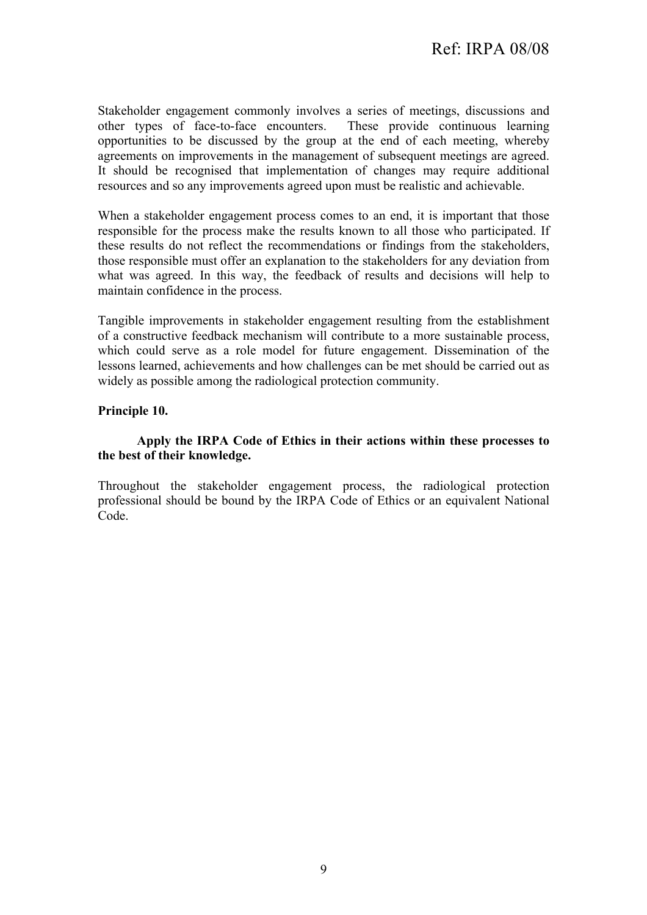Stakeholder engagement commonly involves a series of meetings, discussions and other types of face-to-face encounters. These provide continuous learning opportunities to be discussed by the group at the end of each meeting, whereby agreements on improvements in the management of subsequent meetings are agreed. It should be recognised that implementation of changes may require additional resources and so any improvements agreed upon must be realistic and achievable.

When a stakeholder engagement process comes to an end, it is important that those responsible for the process make the results known to all those who participated. If these results do not reflect the recommendations or findings from the stakeholders, those responsible must offer an explanation to the stakeholders for any deviation from what was agreed. In this way, the feedback of results and decisions will help to maintain confidence in the process.

Tangible improvements in stakeholder engagement resulting from the establishment of a constructive feedback mechanism will contribute to a more sustainable process, which could serve as a role model for future engagement. Dissemination of the lessons learned, achievements and how challenges can be met should be carried out as widely as possible among the radiological protection community.

**Principle 10.**

**Apply the IRPA Code of Ethics in their actions within these processes to the best of their knowledge.**

Throughout the stakeholder engagement process, the radiological protection professional should be bound by the IRPA Code of Ethics or an equivalent National Code.